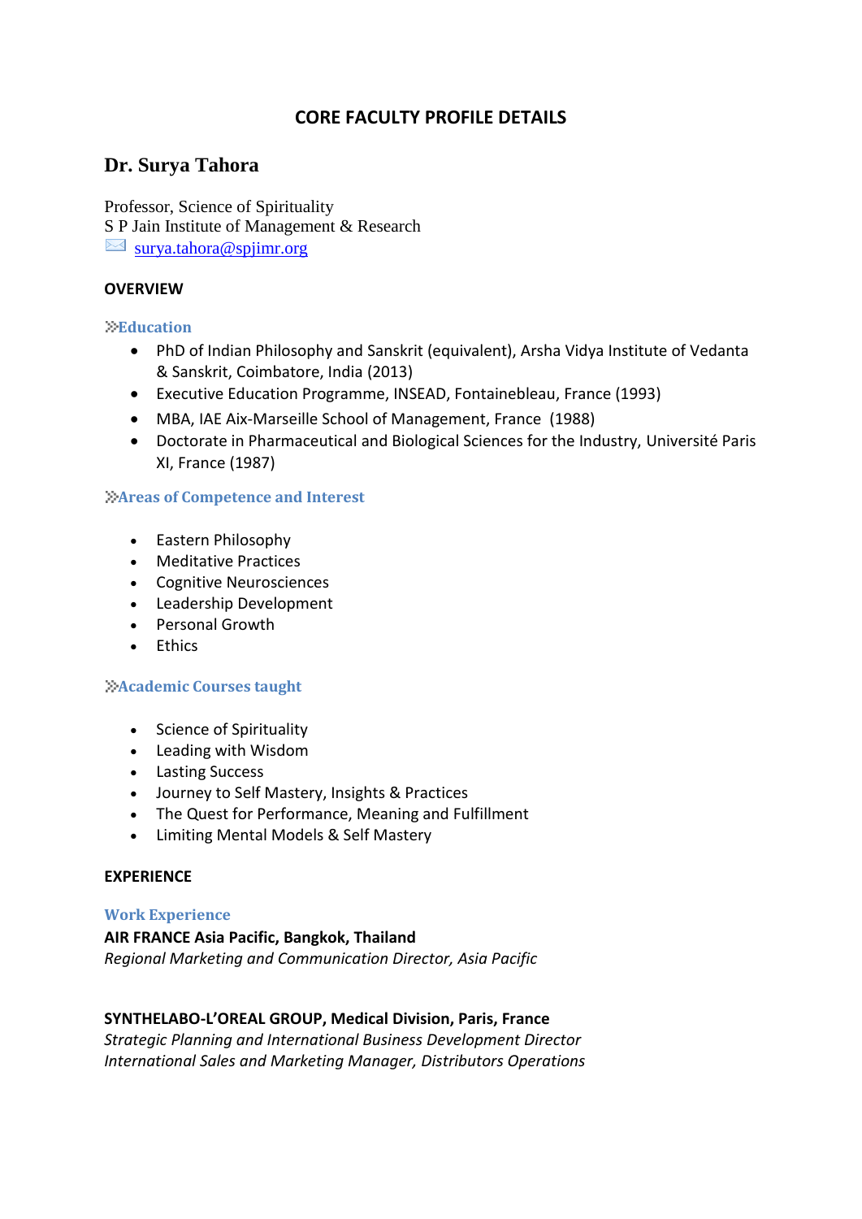# CORE FACULTY PROFILE DETAILS

## Dr. Surya Tahora

Professor, Science of Spirituality
S P Jain Institute of Management & Research
surya.tahora@spjimr.org

### OVERVIEW

#### Education

- PhD of Indian Philosophy and Sanskrit (equivalent), Arsha Vidya Institute of Vedanta & Sanskrit, Coimbatore, India (2013)
- Executive Education Programme, INSEAD, Fontainebleau, France (1993)
- MBA, IAE Aix-Marseille School of Management, France (1988)
- Doctorate in Pharmaceutical and Biological Sciences for the Industry, Université Paris XI, France (1987)

#### Areas of Competence and Interest

- Eastern Philosophy
- Meditative Practices
- Cognitive Neurosciences
- Leadership Development
- Personal Growth
- Ethics

#### Academic Courses taught

- Science of Spirituality
- Leading with Wisdom
- Lasting Success
- Journey to Self Mastery, Insights & Practices
- The Quest for Performance, Meaning and Fulfillment
- Limiting Mental Models & Self Mastery

### EXPERIENCE

#### Work Experience

**AIR FRANCE Asia Pacific, Bangkok, Thailand**
*Regional Marketing and Communication Director, Asia Pacific*

**SYNTHELABO-L'OREAL GROUP, Medical Division, Paris, France**
*Strategic Planning and International Business Development Director*
*International Sales and Marketing Manager, Distributors Operations*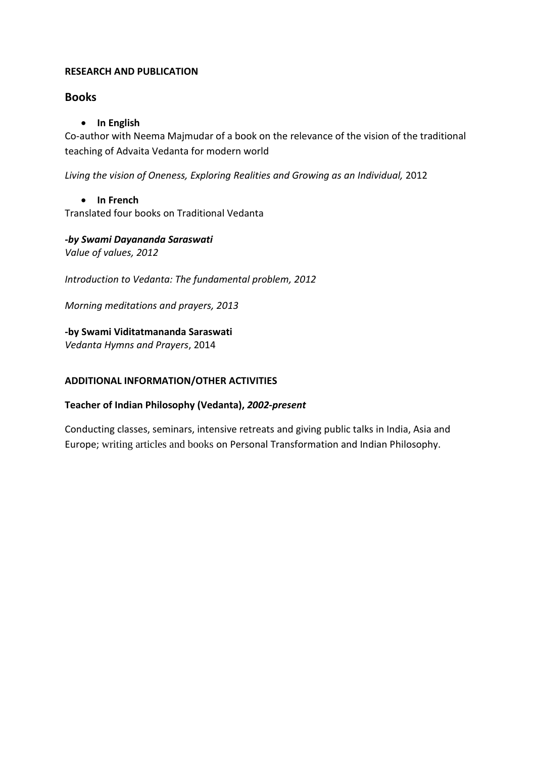**RESEARCH AND PUBLICATION**

## Books

- **In English**

Co-author with Neema Majmudar of a book on the relevance of the vision of the traditional teaching of Advaita Vedanta for modern world

*Living the vision of Oneness, Exploring Realities and Growing as an Individual,* 2012

- **In French**

Translated four books on Traditional Vedanta

***-by Swami Dayananda Saraswati***
*Value of values, 2012*

*Introduction to Vedanta: The fundamental problem, 2012*

*Morning meditations and prayers, 2013*

**-by Swami Viditatmananda Saraswati**
*Vedanta Hymns and Prayers*, 2014

**ADDITIONAL INFORMATION/OTHER ACTIVITIES**

**Teacher of Indian Philosophy (Vedanta),** ***2002-present***

Conducting classes, seminars, intensive retreats and giving public talks in India, Asia and Europe; writing articles and books on Personal Transformation and Indian Philosophy.